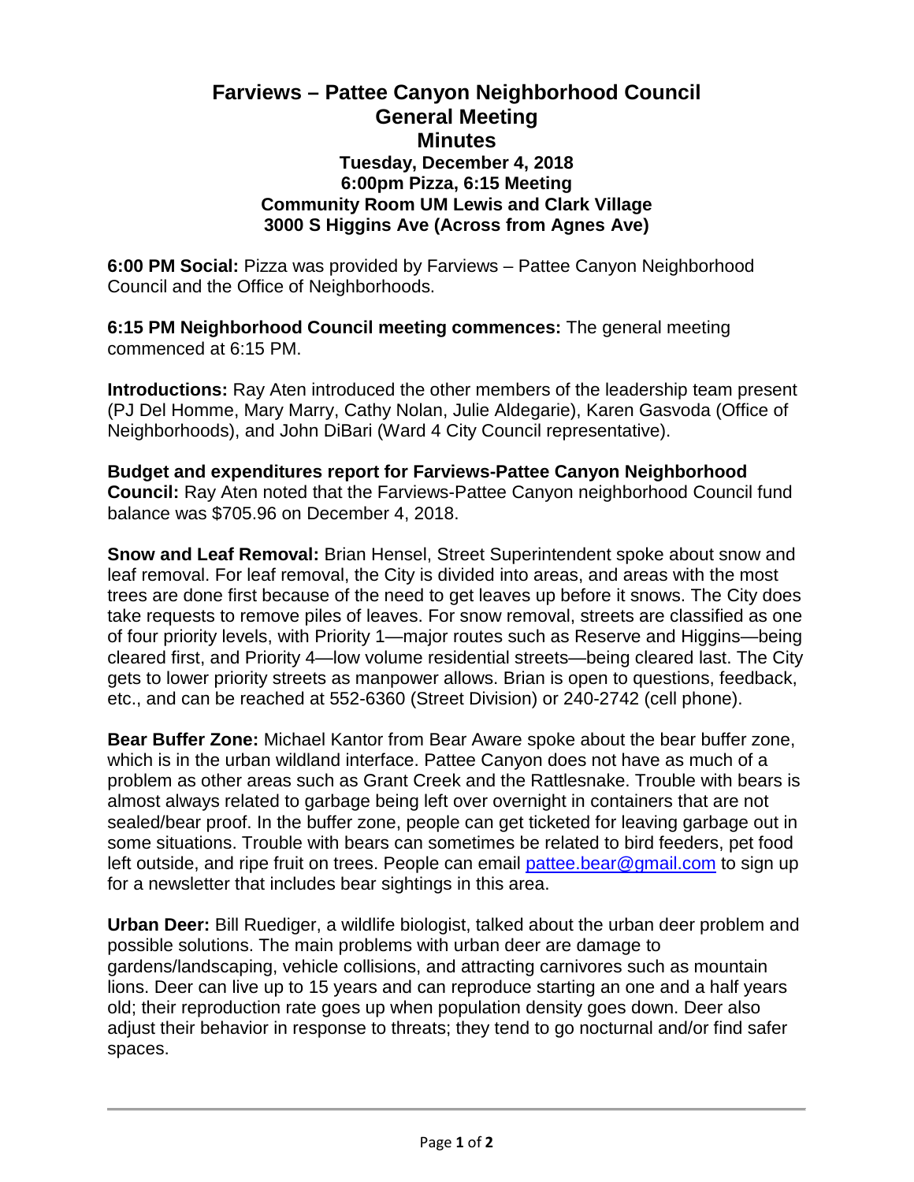# Farviews – Pattee Canyon Neighborhood Council
## General Meeting
## Minutes
### Tuesday, December 4, 2018
### 6:00pm Pizza, 6:15 Meeting
### Community Room UM Lewis and Clark Village
### 3000 S Higgins Ave (Across from Agnes Ave)

**6:00 PM Social:** Pizza was provided by Farviews – Pattee Canyon Neighborhood Council and the Office of Neighborhoods.

**6:15 PM Neighborhood Council meeting commences:** The general meeting commenced at 6:15 PM.

**Introductions:** Ray Aten introduced the other members of the leadership team present (PJ Del Homme, Mary Marry, Cathy Nolan, Julie Aldegarie), Karen Gasvoda (Office of Neighborhoods), and John DiBari (Ward 4 City Council representative).

**Budget and expenditures report for Farviews-Pattee Canyon Neighborhood Council:** Ray Aten noted that the Farviews-Pattee Canyon neighborhood Council fund balance was $705.96 on December 4, 2018.

**Snow and Leaf Removal:** Brian Hensel, Street Superintendent spoke about snow and leaf removal. For leaf removal, the City is divided into areas, and areas with the most trees are done first because of the need to get leaves up before it snows. The City does take requests to remove piles of leaves. For snow removal, streets are classified as one of four priority levels, with Priority 1—major routes such as Reserve and Higgins—being cleared first, and Priority 4—low volume residential streets—being cleared last. The City gets to lower priority streets as manpower allows. Brian is open to questions, feedback, etc., and can be reached at 552-6360 (Street Division) or 240-2742 (cell phone).

**Bear Buffer Zone:** Michael Kantor from Bear Aware spoke about the bear buffer zone, which is in the urban wildland interface. Pattee Canyon does not have as much of a problem as other areas such as Grant Creek and the Rattlesnake. Trouble with bears is almost always related to garbage being left over overnight in containers that are not sealed/bear proof. In the buffer zone, people can get ticketed for leaving garbage out in some situations. Trouble with bears can sometimes be related to bird feeders, pet food left outside, and ripe fruit on trees. People can email pattee.bear@gmail.com to sign up for a newsletter that includes bear sightings in this area.

**Urban Deer:** Bill Ruediger, a wildlife biologist, talked about the urban deer problem and possible solutions. The main problems with urban deer are damage to gardens/landscaping, vehicle collisions, and attracting carnivores such as mountain lions. Deer can live up to 15 years and can reproduce starting an one and a half years old; their reproduction rate goes up when population density goes down. Deer also adjust their behavior in response to threats; they tend to go nocturnal and/or find safer spaces.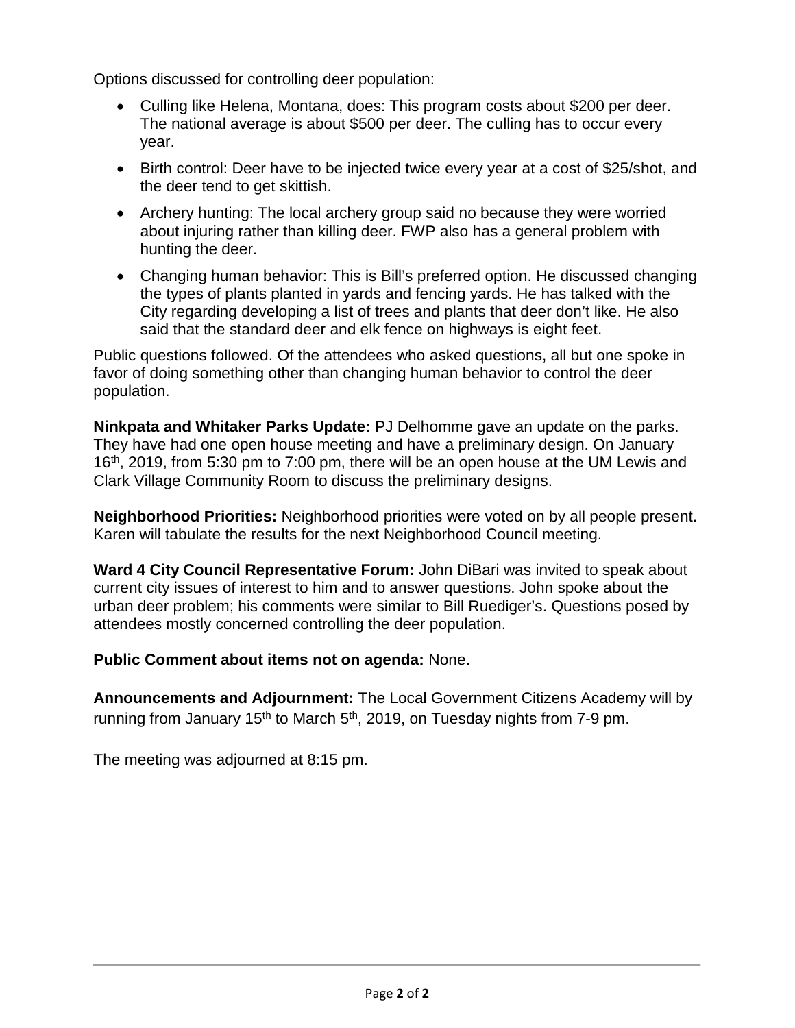Options discussed for controlling deer population:

- Culling like Helena, Montana, does: This program costs about $200 per deer. The national average is about $500 per deer. The culling has to occur every year.
- Birth control: Deer have to be injected twice every year at a cost of $25/shot, and the deer tend to get skittish.
- Archery hunting: The local archery group said no because they were worried about injuring rather than killing deer. FWP also has a general problem with hunting the deer.
- Changing human behavior: This is Bill's preferred option. He discussed changing the types of plants planted in yards and fencing yards. He has talked with the City regarding developing a list of trees and plants that deer don't like. He also said that the standard deer and elk fence on highways is eight feet.

Public questions followed. Of the attendees who asked questions, all but one spoke in favor of doing something other than changing human behavior to control the deer population.

**Ninkpata and Whitaker Parks Update:** PJ Delhomme gave an update on the parks. They have had one open house meeting and have a preliminary design. On January 16th, 2019, from 5:30 pm to 7:00 pm, there will be an open house at the UM Lewis and Clark Village Community Room to discuss the preliminary designs.

**Neighborhood Priorities:** Neighborhood priorities were voted on by all people present. Karen will tabulate the results for the next Neighborhood Council meeting.

**Ward 4 City Council Representative Forum:** John DiBari was invited to speak about current city issues of interest to him and to answer questions. John spoke about the urban deer problem; his comments were similar to Bill Ruediger's. Questions posed by attendees mostly concerned controlling the deer population.

**Public Comment about items not on agenda:** None.

**Announcements and Adjournment:** The Local Government Citizens Academy will by running from January 15th to March 5th, 2019, on Tuesday nights from 7-9 pm.

The meeting was adjourned at 8:15 pm.